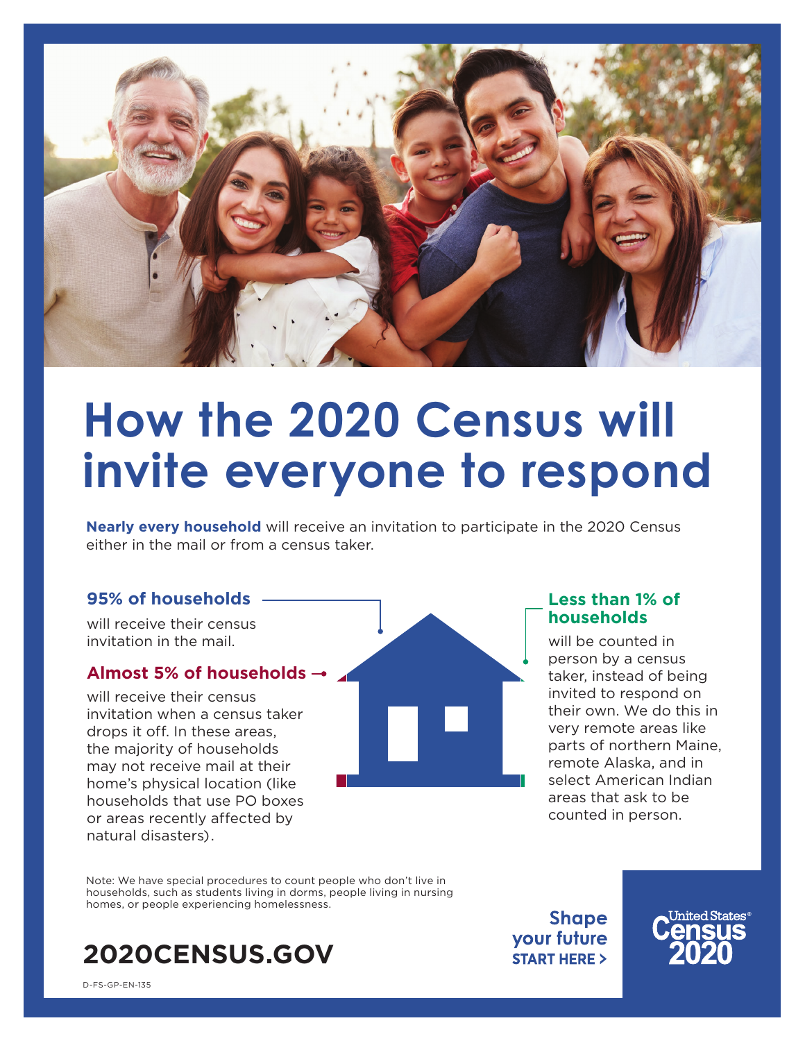# How the 2020 Census will invite everyone to respond

**Nearly every household** will receive an invitation to participate in the 2020 Census either in the mail or from a census taker.

### 95% of households

will receive their census invitation in the mail.

### Almost 5% of households

will receive their census invitation when a census taker drops it off. In these areas, the majority of households may not receive mail at their home's physical location (like households that use PO boxes or areas recently affected by natural disasters).

### Less than 1% of households

will be counted in person by a census taker, instead of being invited to respond on their own. We do this in very remote areas like parts of northern Maine, remote Alaska, and in select American Indian areas that ask to be counted in person.

Note: We have special procedures to count people who don't live in households, such as students living in dorms, people living in nursing homes, or people experiencing homelessness.

**2020CENSUS.GOV**

**Shape your future**
**START HERE >**

United States® Census 2020

D-FS-GP-EN-135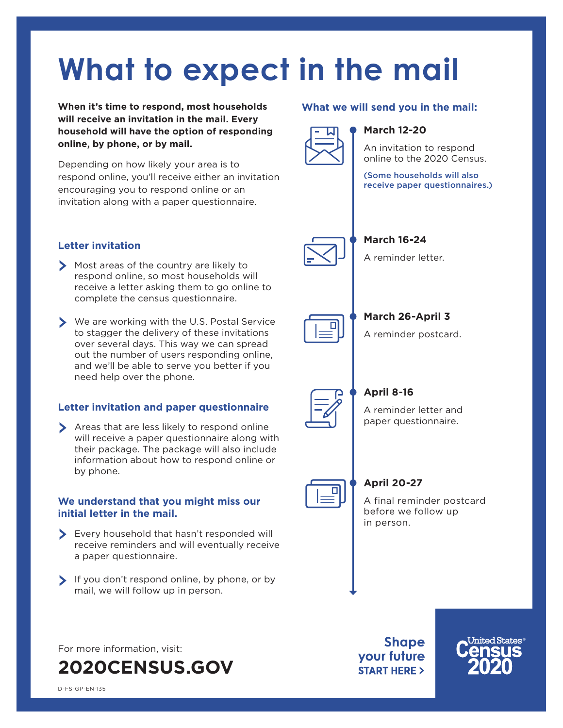# What to expect in the mail

**When it's time to respond, most households will receive an invitation in the mail. Every household will have the option of responding online, by phone, or by mail.**

Depending on how likely your area is to respond online, you'll receive either an invitation encouraging you to respond online or an invitation along with a paper questionnaire.

### Letter invitation

- Most areas of the country are likely to respond online, so most households will receive a letter asking them to go online to complete the census questionnaire.
- We are working with the U.S. Postal Service to stagger the delivery of these invitations over several days. This way we can spread out the number of users responding online, and we'll be able to serve you better if you need help over the phone.

### Letter invitation and paper questionnaire

- Areas that are less likely to respond online will receive a paper questionnaire along with their package. The package will also include information about how to respond online or by phone.

### We understand that you might miss our initial letter in the mail.

- Every household that hasn't responded will receive reminders and will eventually receive a paper questionnaire.
- If you don't respond online, by phone, or by mail, we will follow up in person.

### What we will send you in the mail:

**March 12-20**

An invitation to respond online to the 2020 Census.

(Some households will also receive paper questionnaires.)

**March 16-24**

A reminder letter.

**March 26-April 3**

A reminder postcard.

**April 8-16**

A reminder letter and paper questionnaire.

**April 20-27**

A final reminder postcard before we follow up in person.

For more information, visit:

**2020CENSUS.GOV**

Shape your future
START HERE >

United States® Census 2020

D-FS-GP-EN-135